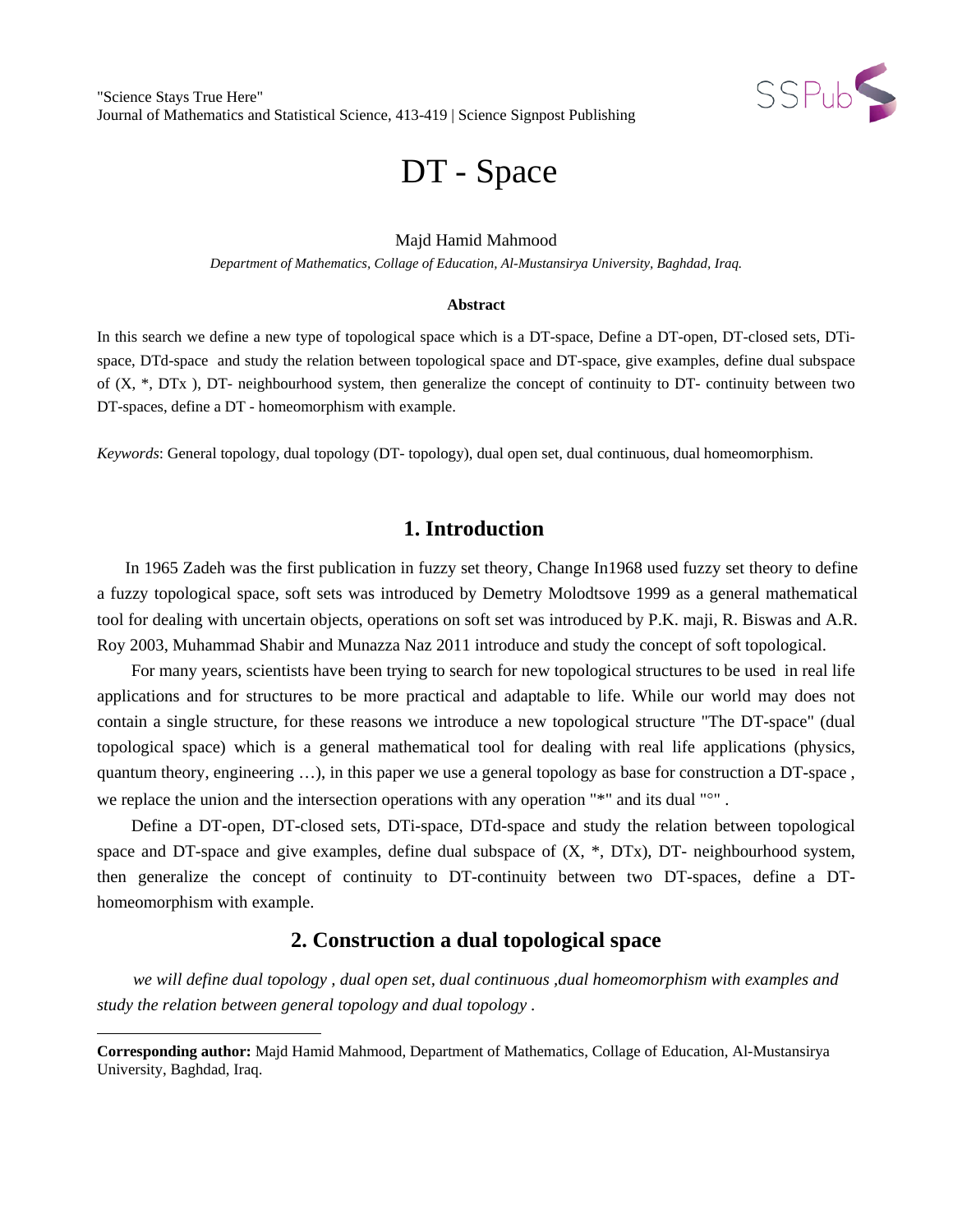# DT - Space

Majd Hamid Mahmood

*Department of Mathematics, Collage of Education, Al-Mustansirya University, Baghdad, Iraq.*

**Abstract**

In this search we define a new type of topological space which is a DT-space, Define a DT-open, DT-closed sets, DTi-space, DTd-space and study the relation between topological space and DT-space, give examples, define dual subspace of (X, *, DTx ), DT- neighbourhood system, then generalize the concept of continuity to DT- continuity between two DT-spaces, define a DT - homeomorphism with example.

*Keywords*: General topology, dual topology (DT- topology), dual open set, dual continuous, dual homeomorphism.

## 1. Introduction

In 1965 Zadeh was the first publication in fuzzy set theory, Change In1968 used fuzzy set theory to define a fuzzy topological space, soft sets was introduced by Demetry Molodtsove 1999 as a general mathematical tool for dealing with uncertain objects, operations on soft set was introduced by P.K. maji, R. Biswas and A.R. Roy 2003, Muhammad Shabir and Munazza Naz 2011 introduce and study the concept of soft topological.

For many years, scientists have been trying to search for new topological structures to be used in real life applications and for structures to be more practical and adaptable to life. While our world may does not contain a single structure, for these reasons we introduce a new topological structure "The DT-space" (dual topological space) which is a general mathematical tool for dealing with real life applications (physics, quantum theory, engineering …), in this paper we use a general topology as base for construction a DT-space , we replace the union and the intersection operations with any operation "*" and its dual "°" .

Define a DT-open, DT-closed sets, DTi-space, DTd-space and study the relation between topological space and DT-space and give examples, define dual subspace of (X, *, DTx), DT- neighbourhood system, then generalize the concept of continuity to DT-continuity between two DT-spaces, define a DT-homeomorphism with example.

## 2. Construction a dual topological space

*we will define dual topology , dual open set, dual continuous ,dual homeomorphism with examples and study the relation between general topology and dual topology .*

---

**Corresponding author:** Majd Hamid Mahmood, Department of Mathematics, Collage of Education, Al-Mustansirya University, Baghdad, Iraq.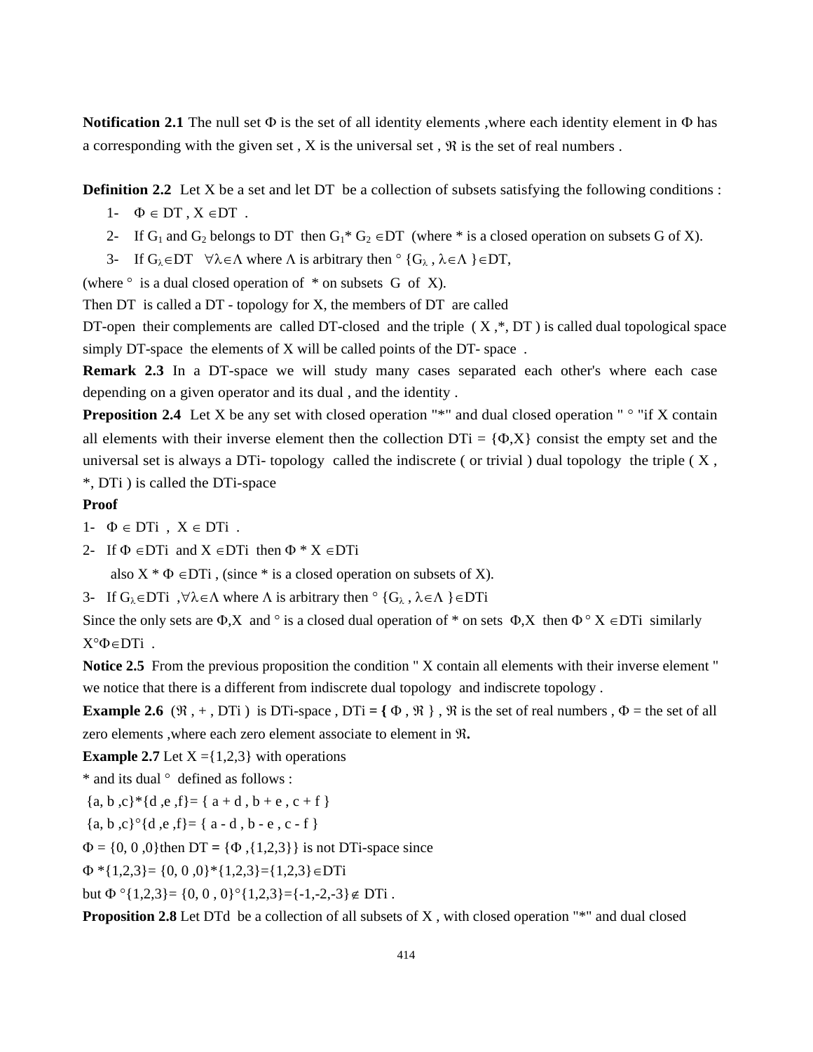**Notification 2.1** The null set $\Phi$ is the set of all identity elements ,where each identity element in $\Phi$ has a corresponding with the given set , X is the universal set , $\Re$ is the set of real numbers .

**Definition 2.2** Let X be a set and let DT be a collection of subsets satisfying the following conditions :

1- $\Phi \in$ DT , X $\in$DT .
2- If $G_1$ and $G_2$ belongs to DT then $G_1 * G_2 \in$DT (where * is a closed operation on subsets G of X).
3- If $G_\lambda \in$DT $\forall \lambda \in \Lambda$ where $\Lambda$ is arbitrary then $\circ \{G_\lambda , \lambda \in \Lambda \} \in$DT,

(where $\circ$ is a dual closed operation of * on subsets G of X).

Then DT is called a DT - topology for X, the members of DT are called DT-open their complements are called DT-closed and the triple ( X ,*, DT ) is called dual topological space simply DT-space the elements of X will be called points of the DT- space .

**Remark 2.3** In a DT-space we will study many cases separated each other's where each case depending on a given operator and its dual , and the identity .

**Preposition 2.4** Let X be any set with closed operation "*" and dual closed operation " $\circ$ "if X contain all elements with their inverse element then the collection DTi = {$\Phi$,X} consist the empty set and the universal set is always a DTi- topology called the indiscrete ( or trivial ) dual topology the triple ( X , *, DTi ) is called the DTi-space

**Proof**

1- $\Phi \in$ DTi , X $\in$ DTi .

2- If $\Phi \in$DTi and X $\in$DTi then $\Phi$ * X $\in$DTi
   also X * $\Phi \in$DTi , (since * is a closed operation on subsets of X).

3- If $G_\lambda \in$DTi ,$\forall \lambda \in \Lambda$ where $\Lambda$ is arbitrary then $\circ \{G_\lambda , \lambda \in \Lambda \} \in$DTi

Since the only sets are $\Phi$,X and $\circ$ is a closed dual operation of * on sets $\Phi$,X then $\Phi \circ$ X $\in$DTi similarly X$\circ\Phi\in$DTi .

**Notice 2.5** From the previous proposition the condition " X contain all elements with their inverse element " we notice that there is a different from indiscrete dual topology and indiscrete topology .

**Example 2.6** ($\Re$ , + , DTi ) is DTi-space , DTi **= {** $\Phi$ , $\Re$ } , $\Re$ is the set of real numbers , $\Phi$ = the set of all zero elements ,where each zero element associate to element in $\Re$**.**

**Example 2.7** Let X ={1,2,3} with operations
* and its dual $\circ$ defined as follows :

{a, b ,c}*{d ,e ,f}= { a + d , b + e , c + f }

{a, b ,c}$\circ${d ,e ,f}= { a - d , b - e , c - f }

$\Phi$ = {0, 0 ,0}then DT **=** {$\Phi$ ,{1,2,3}} is not DTi-space since

$\Phi$ *{1,2,3}= {0, 0 ,0}*{1,2,3}={1,2,3}$\in$DTi

but $\Phi \circ${1,2,3}= {0, 0 , 0}$\circ${1,2,3}={-1,-2,-3}$\notin$ DTi .

**Proposition 2.8** Let DTd be a collection of all subsets of X , with closed operation "*" and dual closed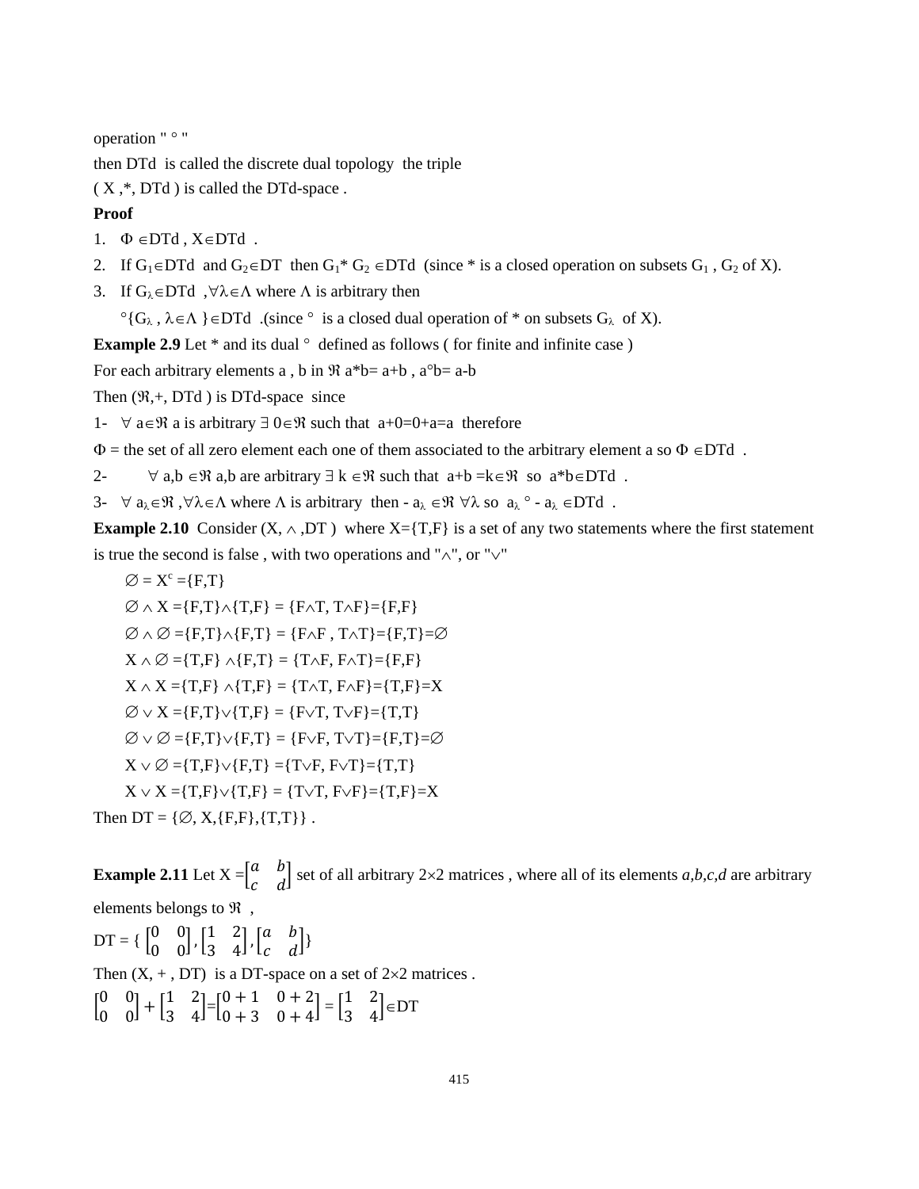operation " ° "

then DTd is called the discrete dual topology the triple

( X ,*, DTd ) is called the DTd-space .

**Proof**

1. $\Phi \in$DTd , X$\in$DTd .
2. If $G_1 \in$DTd and $G_2 \in$DT then $G_1 * G_2 \in$DTd (since * is a closed operation on subsets $G_1$ , $G_2$ of X).
3. If $G_\lambda \in$DTd , $\forall \lambda \in \Lambda$ where $\Lambda$ is arbitrary then

   $\circ\{G_\lambda , \lambda \in \Lambda \} \in$DTd .(since $\circ$ is a closed dual operation of * on subsets $G_\lambda$ of X).

**Example 2.9** Let * and its dual $\circ$ defined as follows ( for finite and infinite case )

For each arbitrary elements a , b in $\Re$ a*b= a+b , a$\circ$b= a-b

Then ($\Re$,+, DTd ) is DTd-space since

1- $\forall$ a$\in\Re$ a is arbitrary $\exists$ 0$\in\Re$ such that a+0=0+a=a therefore

$\Phi$ = the set of all zero element each one of them associated to the arbitrary element a so $\Phi \in$DTd .

2- $\forall$ a,b $\in\Re$ a,b are arbitrary $\exists$ k $\in\Re$ such that a+b =k$\in\Re$ so a*b$\in$DTd .

3- $\forall$ $a_\lambda \in \Re$ ,$\forall \lambda \in \Lambda$ where $\Lambda$ is arbitrary then - $a_\lambda \in \Re$ $\forall \lambda$ so $a_\lambda \circ - a_\lambda \in$DTd .

**Example 2.10** Consider (X, $\wedge$ ,DT ) where X={T,F} is a set of any two statements where the first statement is true the second is false , with two operations and "$\wedge$", or "$\vee$"

$\varnothing = X^c$ ={F,T}

$\varnothing \wedge$ X ={F,T}$\wedge${T,F} = {F$\wedge$T, T$\wedge$F}={F,F}

$\varnothing \wedge \varnothing$ ={F,T}$\wedge${F,T} = {F$\wedge$F , T$\wedge$T}={F,T}=$\varnothing$

X $\wedge \varnothing$ ={T,F} $\wedge${F,T} = {T$\wedge$F, F$\wedge$T}={F,F}

X $\wedge$ X ={T,F} $\wedge${T,F} = {T$\wedge$T, F$\wedge$F}={T,F}=X

$\varnothing \vee$ X ={F,T}$\vee${T,F} = {F$\vee$T, T$\vee$F}={T,T}

$\varnothing \vee \varnothing$ ={F,T}$\vee${F,T} = {F$\vee$F, T$\vee$T}={F,T}=$\varnothing$

X $\vee \varnothing$ ={T,F}$\vee${F,T} ={T$\vee$F, F$\vee$T}={T,T}

X $\vee$ X ={T,F}$\vee${T,F} = {T$\vee$T, F$\vee$F}={T,F}=X

Then DT = {$\varnothing$, X,{F,F},{T,T}} .

**Example 2.11** Let X =$\begin{bmatrix} a & b \\ c & d \end{bmatrix}$ set of all arbitrary 2$\times$2 matrices , where all of its elements *a,b,c,d* are arbitrary elements belongs to $\Re$ ,

DT = { $\begin{bmatrix} 0 & 0 \\ 0 & 0 \end{bmatrix}$, $\begin{bmatrix} 1 & 2 \\ 3 & 4 \end{bmatrix}$, $\begin{bmatrix} a & b \\ c & d \end{bmatrix}$}

Then (X, + , DT) is a DT-space on a set of 2$\times$2 matrices .

$$\begin{bmatrix} 0 & 0 \\ 0 & 0 \end{bmatrix} + \begin{bmatrix} 1 & 2 \\ 3 & 4 \end{bmatrix} = \begin{bmatrix} 0+1 & 0+2 \\ 0+3 & 0+4 \end{bmatrix} = \begin{bmatrix} 1 & 2 \\ 3 & 4 \end{bmatrix} \in \text{DT}$$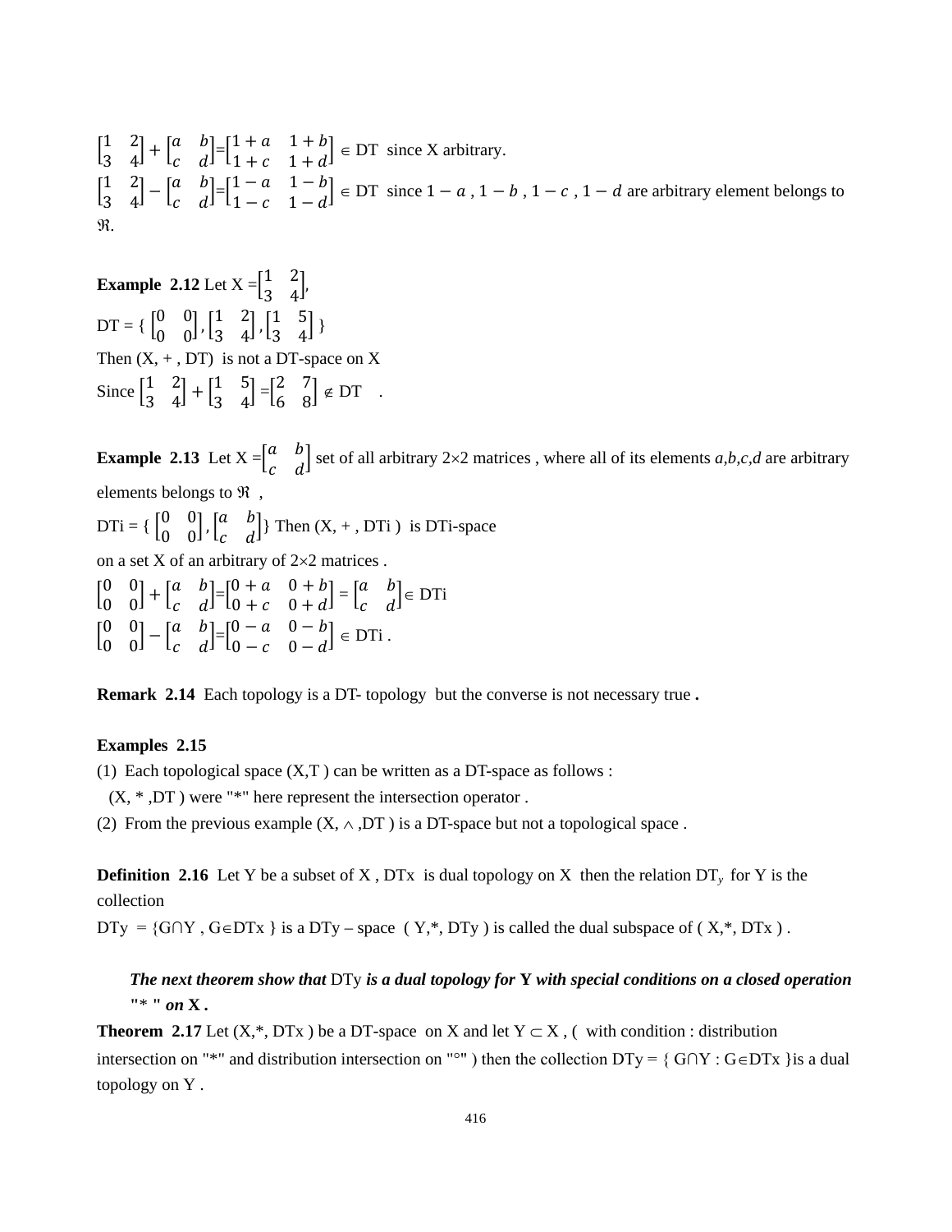$\begin{bmatrix} 1 & 2 \\ 3 & 4 \end{bmatrix} + \begin{bmatrix} a & b \\ c & d \end{bmatrix} = \begin{bmatrix} 1+a & 1+b \\ 1+c & 1+d \end{bmatrix} \in$ DT since X arbitrary.

$\begin{bmatrix} 1 & 2 \\ 3 & 4 \end{bmatrix} - \begin{bmatrix} a & b \\ c & d \end{bmatrix} = \begin{bmatrix} 1-a & 1-b \\ 1-c & 1-d \end{bmatrix} \in$ DT since $1-a$ , $1-b$ , $1-c$ , $1-d$ are arbitrary element belongs to $\Re$.

**Example 2.12** Let X $= \begin{bmatrix} 1 & 2 \\ 3 & 4 \end{bmatrix}$,

DT = { $\begin{bmatrix} 0 & 0 \\ 0 & 0 \end{bmatrix}$, $\begin{bmatrix} 1 & 2 \\ 3 & 4 \end{bmatrix}$, $\begin{bmatrix} 1 & 5 \\ 3 & 4 \end{bmatrix}$ }

Then (X, + , DT) is not a DT-space on X

Since $\begin{bmatrix} 1 & 2 \\ 3 & 4 \end{bmatrix} + \begin{bmatrix} 1 & 5 \\ 3 & 4 \end{bmatrix} = \begin{bmatrix} 2 & 7 \\ 6 & 8 \end{bmatrix} \notin$ DT .

**Example 2.13** Let X $= \begin{bmatrix} a & b \\ c & d \end{bmatrix}$ set of all arbitrary 2×2 matrices , where all of its elements *a,b,c,d* are arbitrary elements belongs to $\Re$ ,

DTi = { $\begin{bmatrix} 0 & 0 \\ 0 & 0 \end{bmatrix}$, $\begin{bmatrix} a & b \\ c & d \end{bmatrix}$} Then (X, + , DTi ) is DTi-space on a set X of an arbitrary of 2×2 matrices .

$\begin{bmatrix} 0 & 0 \\ 0 & 0 \end{bmatrix} + \begin{bmatrix} a & b \\ c & d \end{bmatrix} = \begin{bmatrix} 0+a & 0+b \\ 0+c & 0+d \end{bmatrix} = \begin{bmatrix} a & b \\ c & d \end{bmatrix} \in$ DTi

$\begin{bmatrix} 0 & 0 \\ 0 & 0 \end{bmatrix} - \begin{bmatrix} a & b \\ c & d \end{bmatrix} = \begin{bmatrix} 0-a & 0-b \\ 0-c & 0-d \end{bmatrix} \in$ DTi .

**Remark 2.14** Each topology is a DT- topology but the converse is not necessary true **.**

**Examples 2.15**

(1) Each topological space (X,T ) can be written as a DT-space as follows :
(X, * ,DT ) were "*" here represent the intersection operator .

(2) From the previous example (X, $\wedge$ ,DT ) is a DT-space but not a topological space .

**Definition 2.16** Let Y be a subset of X , DTx is dual topology on X then the relation $DT_y$ for Y is the collection

DTy = {G∩Y , G∈DTx } is a DTy – space ( Y,*, DTy ) is called the dual subspace of ( X,*, DTx ) .

***The next theorem show that*** DTy ***is a dual topology for* Y *with special conditions on a closed operation "\* " on* X .**

**Theorem 2.17** Let (X,*, DTx ) be a DT-space on X and let Y ⊂ X , ( with condition : distribution intersection on "*" and distribution intersection on "°" ) then the collection DTy = { G∩Y : G∈DTx }is a dual topology on Y .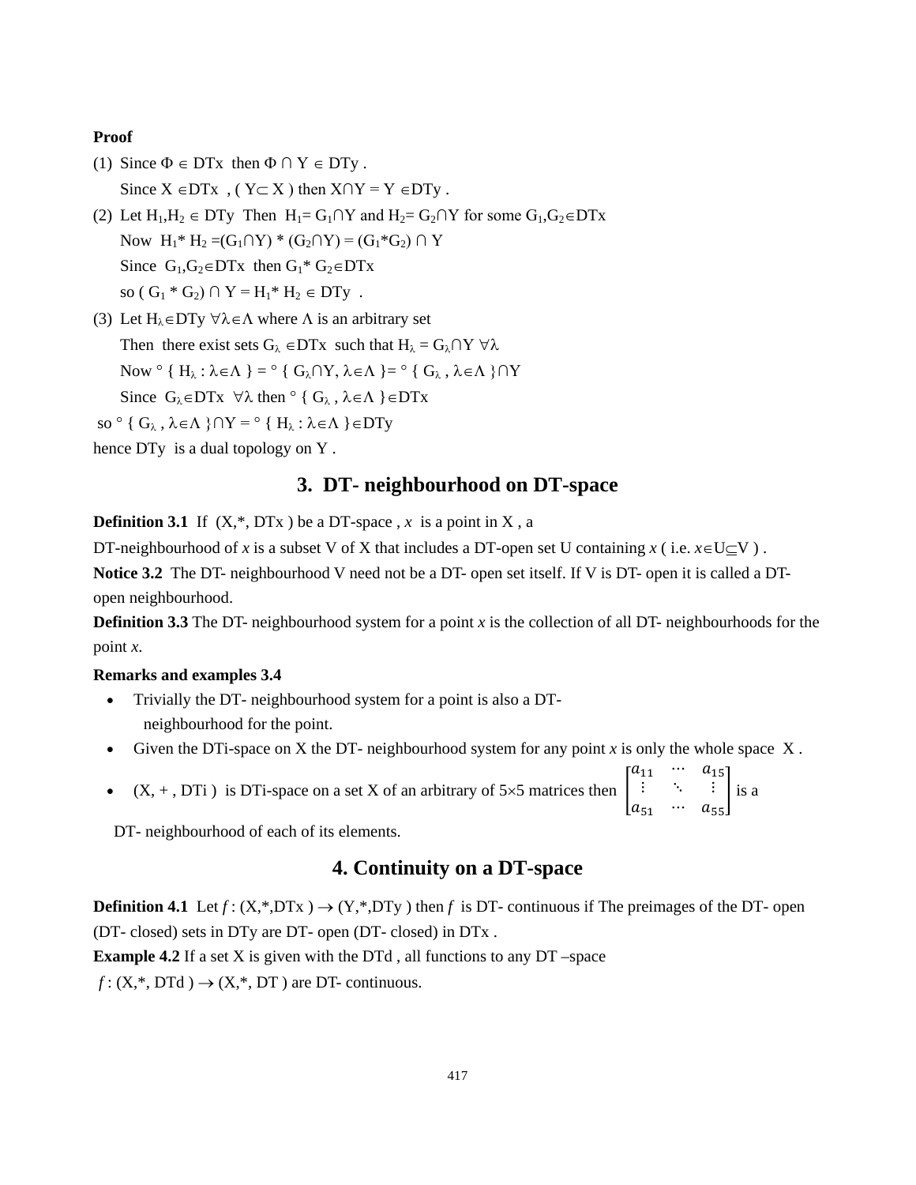**Proof**

(1) Since $\Phi \in DTx$ then $\Phi \cap Y \in DTy$ .

Since $X \in DTx$ , ( $Y \subset X$ ) then $X \cap Y = Y \in DTy$ .

(2) Let $H_1, H_2 \in DTy$ Then $H_1 = G_1 \cap Y$ and $H_2 = G_2 \cap Y$ for some $G_1, G_2 \in DTx$

Now $H_1 * H_2 = (G_1 \cap Y) * (G_2 \cap Y) = (G_1 * G_2) \cap Y$

Since $G_1, G_2 \in DTx$ then $G_1 * G_2 \in DTx$

so $( G_1 * G_2) \cap Y = H_1 * H_2 \in DTy$ .

(3) Let $H_\lambda \in DTy$ $\forall \lambda \in \Lambda$ where $\Lambda$ is an arbitrary set

Then there exist sets $G_\lambda \in DTx$ such that $H_\lambda = G_\lambda \cap Y$ $\forall \lambda$

Now $\circ \{ H_\lambda : \lambda \in \Lambda \} = \circ \{ G_\lambda \cap Y, \lambda \in \Lambda \} = \circ \{ G_\lambda , \lambda \in \Lambda \} \cap Y$

Since $G_\lambda \in DTx$ $\forall \lambda$ then $\circ \{ G_\lambda , \lambda \in \Lambda \} \in DTx$

so $\circ \{ G_\lambda , \lambda \in \Lambda \} \cap Y = \circ \{ H_\lambda : \lambda \in \Lambda \} \in DTy$

hence DTy is a dual topology on Y .

## 3. DT- neighbourhood on DT-space

**Definition 3.1** If (X,*, DTx ) be a DT-space , *x* is a point in X , a DT-neighbourhood of *x* is a subset V of X that includes a DT-open set U containing *x* ( i.e. $x \in U \subseteq V$ ) .

**Notice 3.2** The DT- neighbourhood V need not be a DT- open set itself. If V is DT- open it is called a DT-open neighbourhood.

**Definition 3.3** The DT- neighbourhood system for a point *x* is the collection of all DT- neighbourhoods for the point *x*.

**Remarks and examples 3.4**

- Trivially the DT- neighbourhood system for a point is also a DT- neighbourhood for the point.
- Given the DTi-space on X the DT- neighbourhood system for any point *x* is only the whole space X .
- (X, + , DTi ) is DTi-space on a set X of an arbitrary of $5 \times 5$ matrices then $\begin{bmatrix} a_{11} & \cdots & a_{15} \\ \vdots & \ddots & \vdots \\ a_{51} & \cdots & a_{55} \end{bmatrix}$ is a DT- neighbourhood of each of its elements.

## 4. Continuity on a DT-space

**Definition 4.1** Let $f : (X,*,DTx ) \rightarrow (Y,*,DTy )$ then $f$ is DT- continuous if The preimages of the DT- open (DT- closed) sets in DTy are DT- open (DT- closed) in DTx .

**Example 4.2** If a set X is given with the DTd , all functions to any DT –space $f : (X,*, DTd ) \rightarrow (X,*, DT )$ are DT- continuous.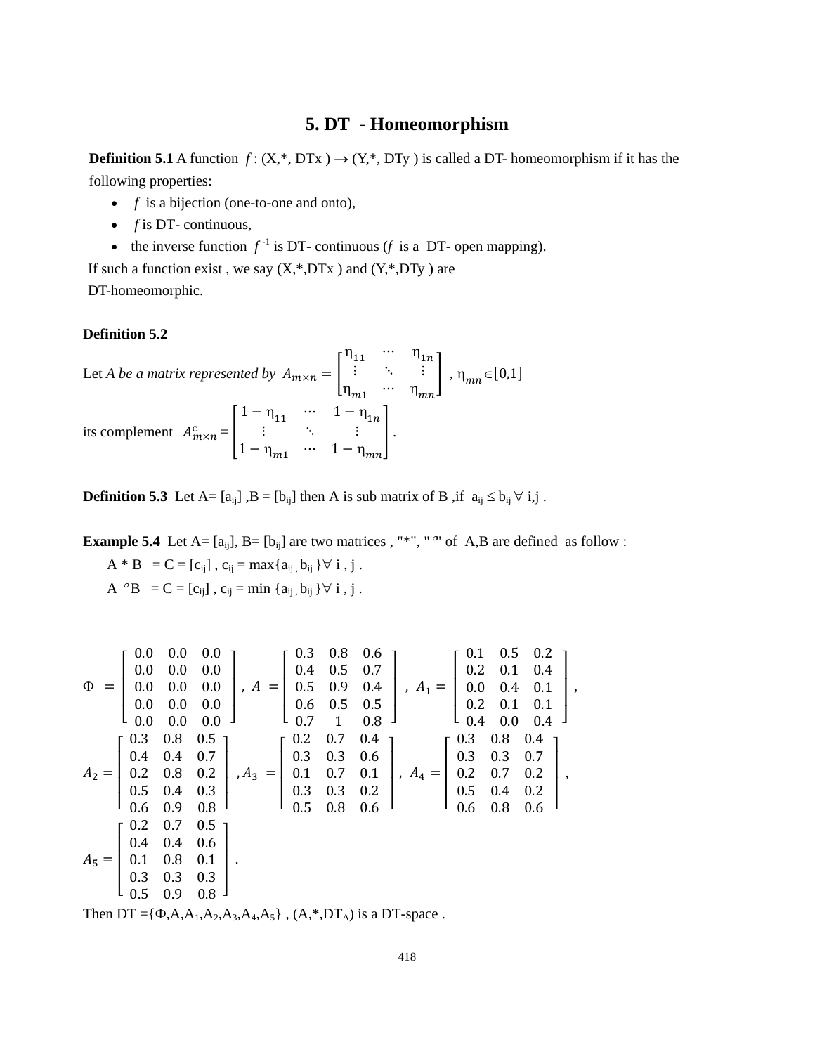## 5. DT - Homeomorphism

**Definition 5.1** A function $f : (X,*, DTx) \rightarrow (Y,*, DTy)$ is called a DT- homeomorphism if it has the following properties:

- $f$ is a bijection (one-to-one and onto),
- $f$ is DT- continuous,
- the inverse function $f^{-1}$ is DT- continuous ($f$ is a DT- open mapping).

If such a function exist , we say (X,*,DTx ) and (Y,*,DTy ) are DT-homeomorphic.

**Definition 5.2**

Let *A be a matrix represented by* $A_{m\times n} = \begin{bmatrix} \eta_{11} & \cdots & \eta_{1n} \\ \vdots & \ddots & \vdots \\ \eta_{m1} & \cdots & \eta_{mn} \end{bmatrix}$ , $\eta_{mn} \in [0,1]$

its complement $A^{c}_{m\times n} = \begin{bmatrix} 1-\eta_{11} & \cdots & 1-\eta_{1n} \\ \vdots & \ddots & \vdots \\ 1-\eta_{m1} & \cdots & 1-\eta_{mn} \end{bmatrix}$.

**Definition 5.3** Let A= $[a_{ij}]$ ,B = $[b_{ij}]$ then A is sub matrix of B ,if $a_{ij} \leq b_{ij} \; \forall$ i,j .

**Example 5.4** Let A= $[a_{ij}]$, B= $[b_{ij}]$ are two matrices , "*", "$\circ$" of A,B are defined as follow :

A * B = C = $[c_{ij}]$ , $c_{ij} = \max\{a_{ij}, b_{ij}\} \forall$ i , j .

A $\circ$B = C = $[c_{ij}]$ , $c_{ij} = \min\{a_{ij}, b_{ij}\} \forall$ i , j .

$$\Phi = \begin{bmatrix} 0.0 & 0.0 & 0.0 \\ 0.0 & 0.0 & 0.0 \\ 0.0 & 0.0 & 0.0 \\ 0.0 & 0.0 & 0.0 \\ 0.0 & 0.0 & 0.0 \end{bmatrix},\; A = \begin{bmatrix} 0.3 & 0.8 & 0.6 \\ 0.4 & 0.5 & 0.7 \\ 0.5 & 0.9 & 0.4 \\ 0.6 & 0.5 & 0.5 \\ 0.7 & 1 & 0.8 \end{bmatrix},\; A_1 = \begin{bmatrix} 0.1 & 0.5 & 0.2 \\ 0.2 & 0.1 & 0.4 \\ 0.0 & 0.4 & 0.1 \\ 0.2 & 0.1 & 0.1 \\ 0.4 & 0.0 & 0.4 \end{bmatrix},$$

$$A_2 = \begin{bmatrix} 0.3 & 0.8 & 0.5 \\ 0.4 & 0.4 & 0.7 \\ 0.2 & 0.8 & 0.2 \\ 0.5 & 0.4 & 0.3 \\ 0.6 & 0.9 & 0.8 \end{bmatrix},\; A_3 = \begin{bmatrix} 0.2 & 0.7 & 0.4 \\ 0.3 & 0.3 & 0.6 \\ 0.1 & 0.7 & 0.1 \\ 0.3 & 0.3 & 0.2 \\ 0.5 & 0.8 & 0.6 \end{bmatrix},\; A_4 = \begin{bmatrix} 0.3 & 0.8 & 0.4 \\ 0.3 & 0.3 & 0.7 \\ 0.2 & 0.7 & 0.2 \\ 0.5 & 0.4 & 0.2 \\ 0.6 & 0.8 & 0.6 \end{bmatrix},$$

$$A_5 = \begin{bmatrix} 0.2 & 0.7 & 0.5 \\ 0.4 & 0.4 & 0.6 \\ 0.1 & 0.8 & 0.1 \\ 0.3 & 0.3 & 0.3 \\ 0.5 & 0.9 & 0.8 \end{bmatrix}.$$

Then DT $=\{\Phi, A, A_1, A_2, A_3, A_4, A_5\}$ , $(A, *, DT_A)$ is a DT-space .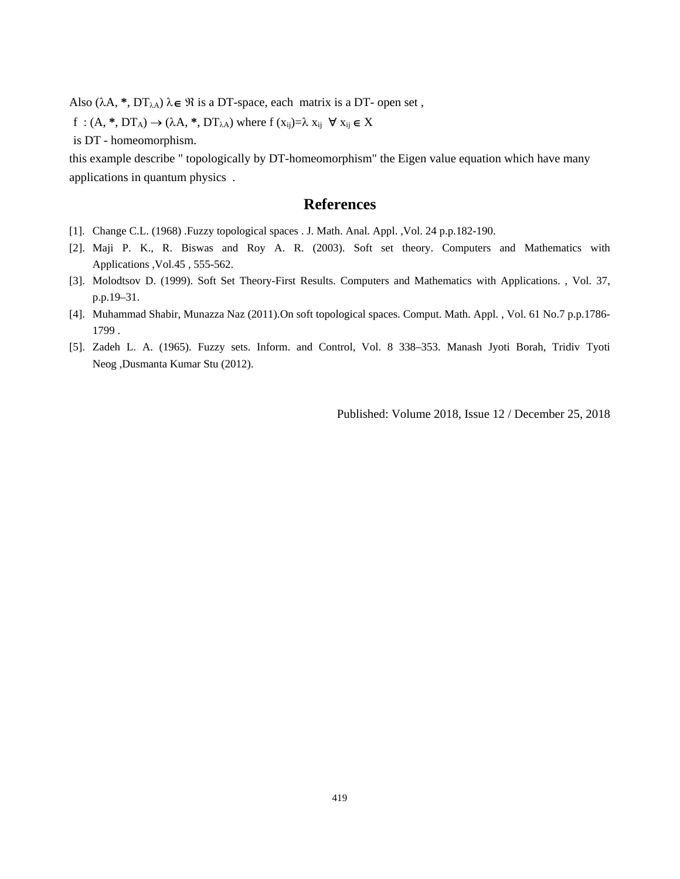Also $(\lambda A, *, DT_{\lambda A})$ $\lambda \in \Re$ is a DT-space, each matrix is a DT- open set ,

$f : (A, *, DT_A) \rightarrow (\lambda A, *, DT_{\lambda A})$ where $f(x_{ij}) = \lambda\, x_{ij} \;\; \forall\, x_{ij} \in X$

is DT - homeomorphism.

this example describe " topologically by DT-homeomorphism" the Eigen value equation which have many applications in quantum physics .

## References

[1]. Change C.L. (1968) .Fuzzy topological spaces . J. Math. Anal. Appl. ,Vol. 24 p.p.182-190.

[2]. Maji P. K., R. Biswas and Roy A. R. (2003). Soft set theory. Computers and Mathematics with Applications ,Vol.45 , 555-562.

[3]. Molodtsov D. (1999). Soft Set Theory-First Results. Computers and Mathematics with Applications. , Vol. 37, p.p.19–31.

[4]. Muhammad Shabir, Munazza Naz (2011).On soft topological spaces. Comput. Math. Appl. , Vol. 61 No.7 p.p.1786-1799 .

[5]. Zadeh L. A. (1965). Fuzzy sets. Inform. and Control, Vol. 8 338–353. Manash Jyoti Borah, Tridiv Tyoti Neog ,Dusmanta Kumar Stu (2012).

Published: Volume 2018, Issue 12 / December 25, 2018